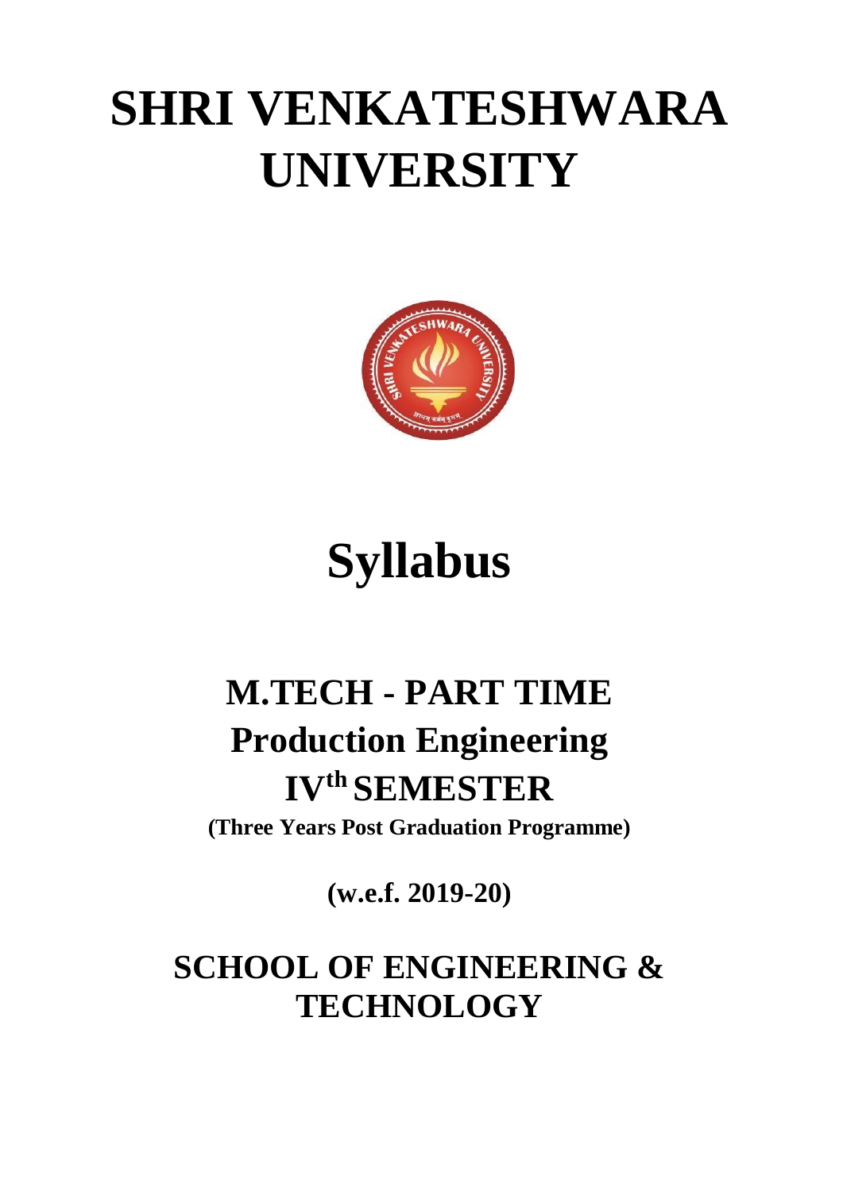# SHRI VENKATESHWARA UNIVERSITY

# Syllabus

## M.TECH - PART TIME

## Production Engineering

## IV<sup>th</sup> SEMESTER

**(Three Years Post Graduation Programme)**

**(w.e.f. 2019-20)**

## SCHOOL OF ENGINEERING & TECHNOLOGY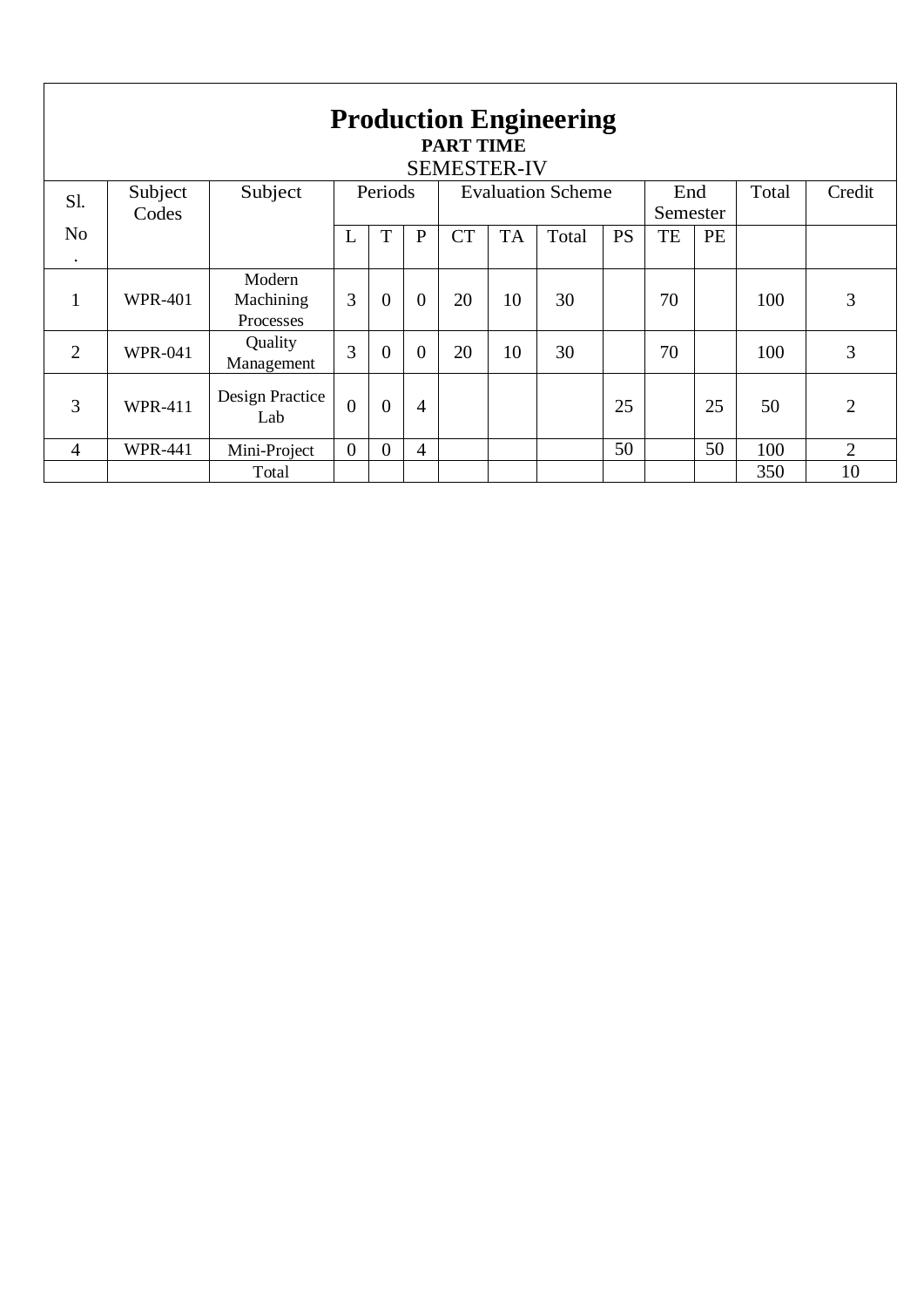# Production Engineering

**PART TIME**

SEMESTER-IV

| Sl. No. | Subject Codes | Subject | Periods | | | Evaluation Scheme | | | | End Semester | | Total | Credit |
|---|---|---|---|---|---|---|---|---|---|---|---|---|---|
| | | | L | T | P | CT | TA | Total | PS | TE | PE | | |
| 1 | WPR-401 | Modern Machining Processes | 3 | 0 | 0 | 20 | 10 | 30 | | 70 | | 100 | 3 |
| 2 | WPR-041 | Quality Management | 3 | 0 | 0 | 20 | 10 | 30 | | 70 | | 100 | 3 |
| 3 | WPR-411 | Design Practice Lab | 0 | 0 | 4 | | | | 25 | | 25 | 50 | 2 |
| 4 | WPR-441 | Mini-Project | 0 | 0 | 4 | | | | 50 | | 50 | 100 | 2 |
| | | Total | | | | | | | | | | 350 | 10 |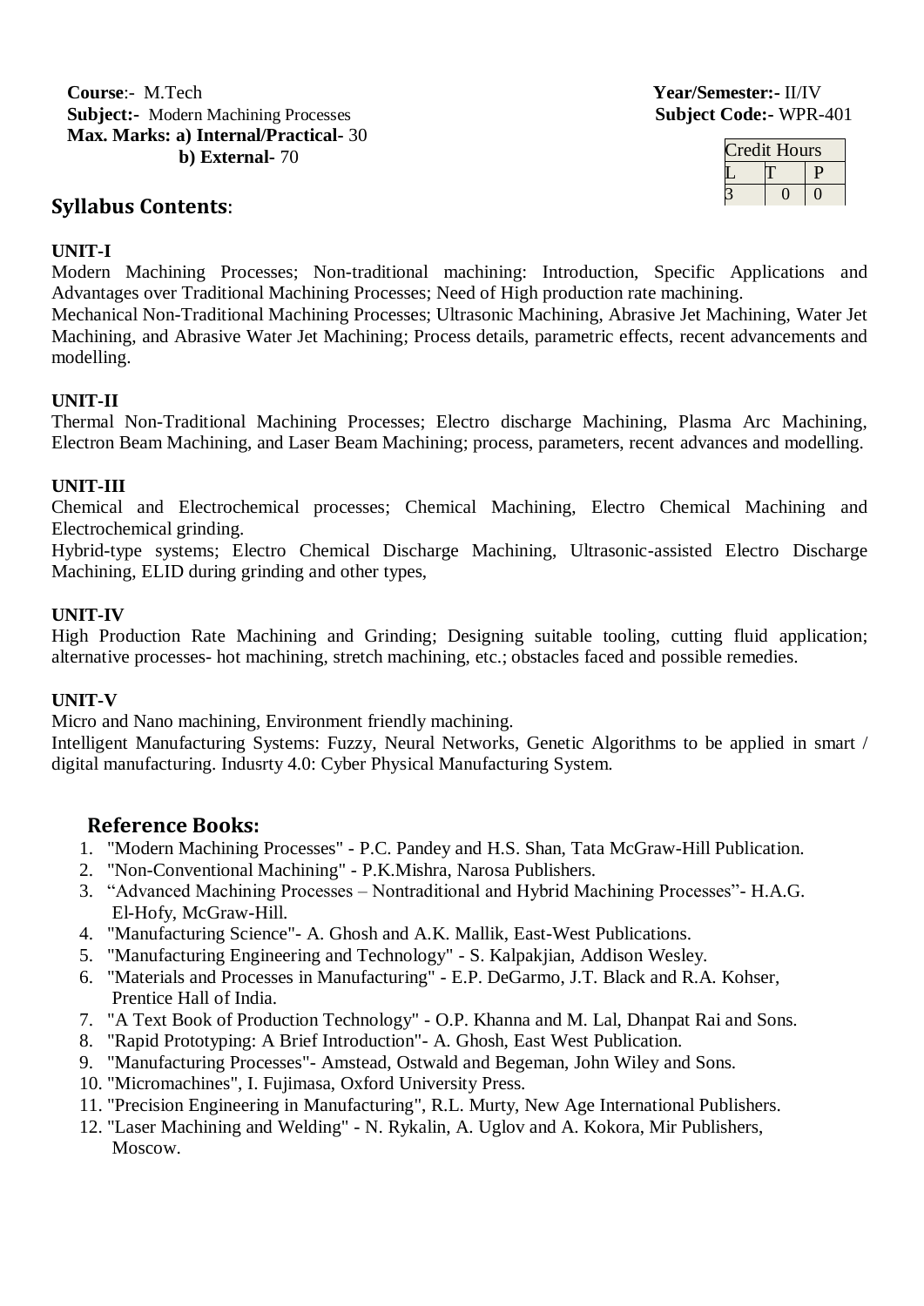**Course**:- M.Tech  
**Subject:-** Modern Machining Processes  
**Max. Marks: a) Internal/Practical**- 30  
**b) External**- 70

**Year/Semester:-** II/IV  
**Subject Code:-** WPR-401

| Credit Hours | | |
|---|---|---|
| L | T | P |
| 3 | 0 | 0 |

## Syllabus Contents:

**UNIT-I**

Modern Machining Processes; Non-traditional machining: Introduction, Specific Applications and Advantages over Traditional Machining Processes; Need of High production rate machining.

Mechanical Non-Traditional Machining Processes; Ultrasonic Machining, Abrasive Jet Machining, Water Jet Machining, and Abrasive Water Jet Machining; Process details, parametric effects, recent advancements and modelling.

**UNIT-II**

Thermal Non-Traditional Machining Processes; Electro discharge Machining, Plasma Arc Machining, Electron Beam Machining, and Laser Beam Machining; process, parameters, recent advances and modelling.

**UNIT-III**

Chemical and Electrochemical processes; Chemical Machining, Electro Chemical Machining and Electrochemical grinding.

Hybrid-type systems; Electro Chemical Discharge Machining, Ultrasonic-assisted Electro Discharge Machining, ELID during grinding and other types,

**UNIT-IV**

High Production Rate Machining and Grinding; Designing suitable tooling, cutting fluid application; alternative processes- hot machining, stretch machining, etc.; obstacles faced and possible remedies.

**UNIT-V**

Micro and Nano machining, Environment friendly machining.

Intelligent Manufacturing Systems: Fuzzy, Neural Networks, Genetic Algorithms to be applied in smart / digital manufacturing. Indusrty 4.0: Cyber Physical Manufacturing System.

## Reference Books:

1. "Modern Machining Processes" - P.C. Pandey and H.S. Shan, Tata McGraw-Hill Publication.
2. "Non-Conventional Machining" - P.K.Mishra, Narosa Publishers.
3. "Advanced Machining Processes – Nontraditional and Hybrid Machining Processes"- H.A.G. El-Hofy, McGraw-Hill.
4. "Manufacturing Science"- A. Ghosh and A.K. Mallik, East-West Publications.
5. "Manufacturing Engineering and Technology" - S. Kalpakjian, Addison Wesley.
6. "Materials and Processes in Manufacturing" - E.P. DeGarmo, J.T. Black and R.A. Kohser, Prentice Hall of India.
7. "A Text Book of Production Technology" - O.P. Khanna and M. Lal, Dhanpat Rai and Sons.
8. "Rapid Prototyping: A Brief Introduction"- A. Ghosh, East West Publication.
9. "Manufacturing Processes"- Amstead, Ostwald and Begeman, John Wiley and Sons.
10. "Micromachines", I. Fujimasa, Oxford University Press.
11. "Precision Engineering in Manufacturing", R.L. Murty, New Age International Publishers.
12. "Laser Machining and Welding" - N. Rykalin, A. Uglov and A. Kokora, Mir Publishers, Moscow.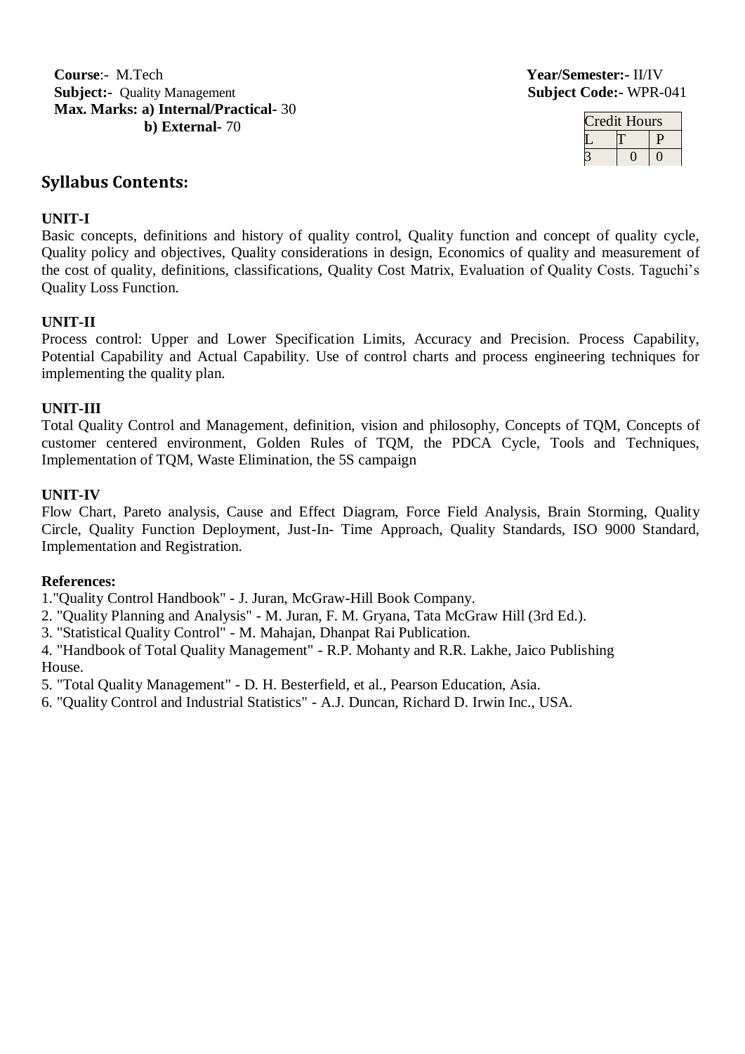**Course**:- M.Tech **Year/Semester:-** II/IV

**Subject:-** Quality Management **Subject Code:-** WPR-041

**Max. Marks: a) Internal/Practical-** 30

**b) External-** 70

| Credit Hours | | |
|---|---|---|
| L | T | P |
| 3 | 0 | 0 |

## Syllabus Contents:

**UNIT-I**

Basic concepts, definitions and history of quality control, Quality function and concept of quality cycle, Quality policy and objectives, Quality considerations in design, Economics of quality and measurement of the cost of quality, definitions, classifications, Quality Cost Matrix, Evaluation of Quality Costs. Taguchi's Quality Loss Function.

**UNIT-II**

Process control: Upper and Lower Specification Limits, Accuracy and Precision. Process Capability, Potential Capability and Actual Capability. Use of control charts and process engineering techniques for implementing the quality plan.

**UNIT-III**

Total Quality Control and Management, definition, vision and philosophy, Concepts of TQM, Concepts of customer centered environment, Golden Rules of TQM, the PDCA Cycle, Tools and Techniques, Implementation of TQM, Waste Elimination, the 5S campaign

**UNIT-IV**

Flow Chart, Pareto analysis, Cause and Effect Diagram, Force Field Analysis, Brain Storming, Quality Circle, Quality Function Deployment, Just-In- Time Approach, Quality Standards, ISO 9000 Standard, Implementation and Registration.

**References:**

1."Quality Control Handbook" - J. Juran, McGraw-Hill Book Company.
2. "Quality Planning and Analysis" - M. Juran, F. M. Gryana, Tata McGraw Hill (3rd Ed.).
3. "Statistical Quality Control" - M. Mahajan, Dhanpat Rai Publication.
4. "Handbook of Total Quality Management" - R.P. Mohanty and R.R. Lakhe, Jaico Publishing House.
5. "Total Quality Management" - D. H. Besterfield, et al., Pearson Education, Asia.
6. "Quality Control and Industrial Statistics" - A.J. Duncan, Richard D. Irwin Inc., USA.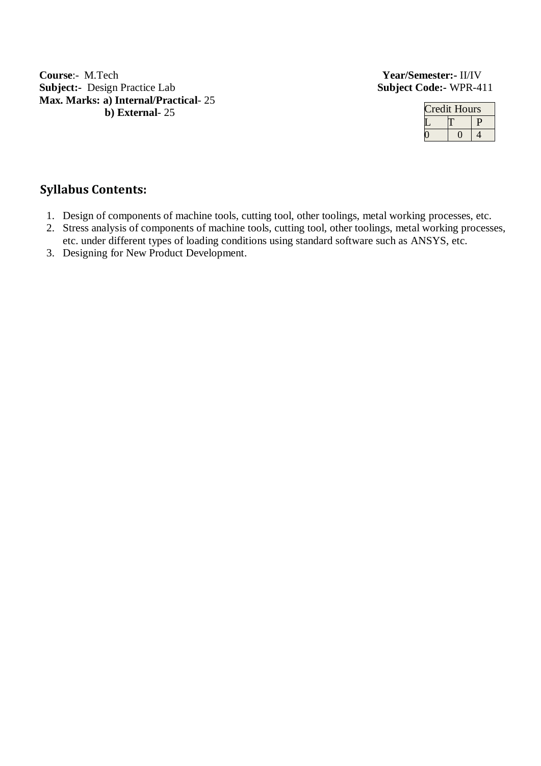**Course**:- M.Tech **Year/Semester:-** II/IV

**Subject:-** Design Practice Lab **Subject Code:-** WPR-411

**Max. Marks: a) Internal/Practical**- 25

**b) External**- 25

| Credit Hours | | |
|---|---|---|
| L | T | P |
| 0 | 0 | 4 |

## Syllabus Contents:

1. Design of components of machine tools, cutting tool, other toolings, metal working processes, etc.
2. Stress analysis of components of machine tools, cutting tool, other toolings, metal working processes, etc. under different types of loading conditions using standard software such as ANSYS, etc.
3. Designing for New Product Development.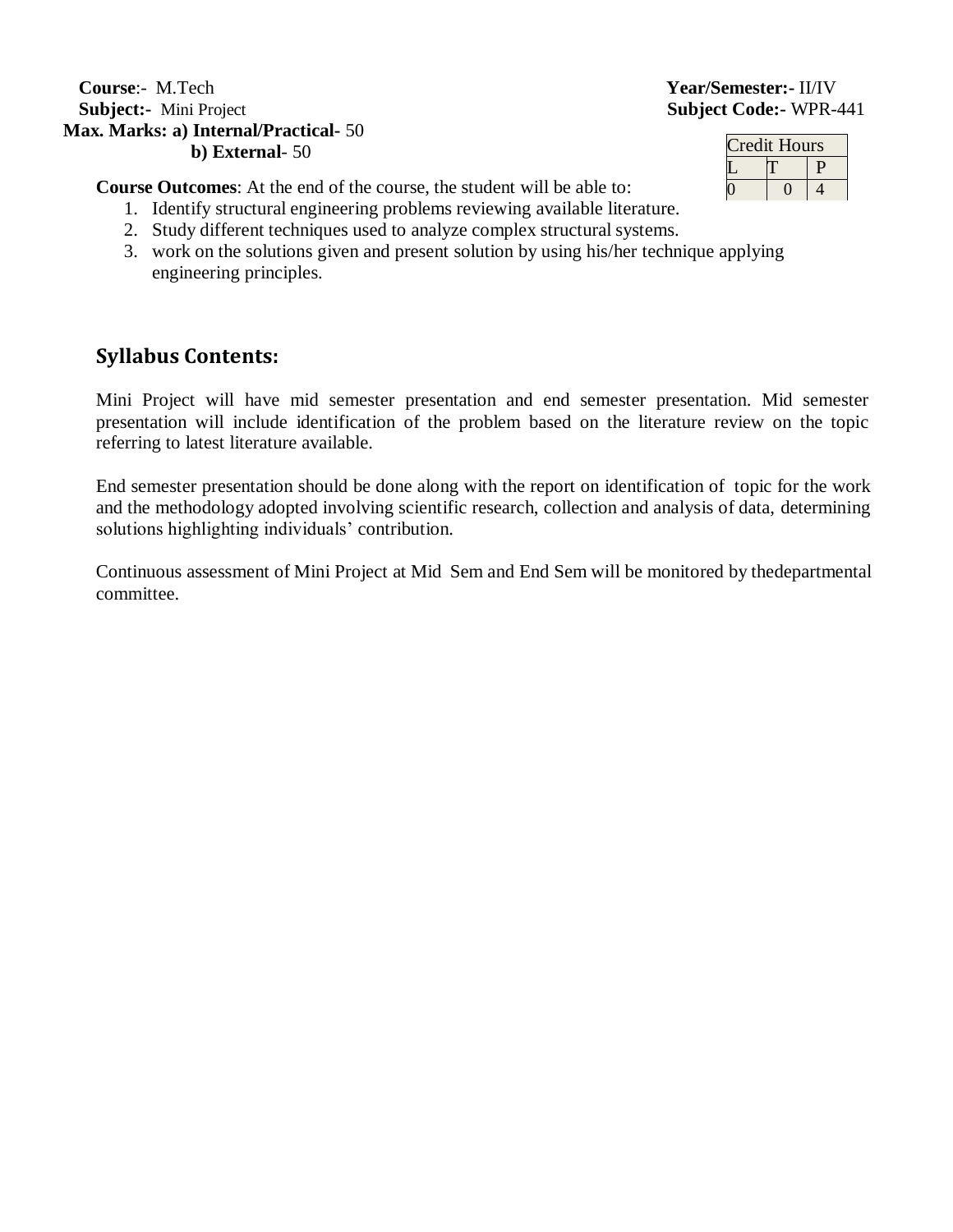**Course**:- M.Tech **Year/Semester:-** II/IV

**Subject:-** Mini Project **Subject Code:-** WPR-441

**Max. Marks: a) Internal/Practical-** 50

**b) External**- 50

| Credit Hours | | |
|---|---|---|
| L | T | P |
| 0 | 0 | 4 |

**Course Outcomes**: At the end of the course, the student will be able to:

1. Identify structural engineering problems reviewing available literature.
2. Study different techniques used to analyze complex structural systems.
3. work on the solutions given and present solution by using his/her technique applying engineering principles.

## Syllabus Contents:

Mini Project will have mid semester presentation and end semester presentation. Mid semester presentation will include identification of the problem based on the literature review on the topic referring to latest literature available.

End semester presentation should be done along with the report on identification of topic for the work and the methodology adopted involving scientific research, collection and analysis of data, determining solutions highlighting individuals' contribution.

Continuous assessment of Mini Project at Mid Sem and End Sem will be monitored by thedepartmental committee.